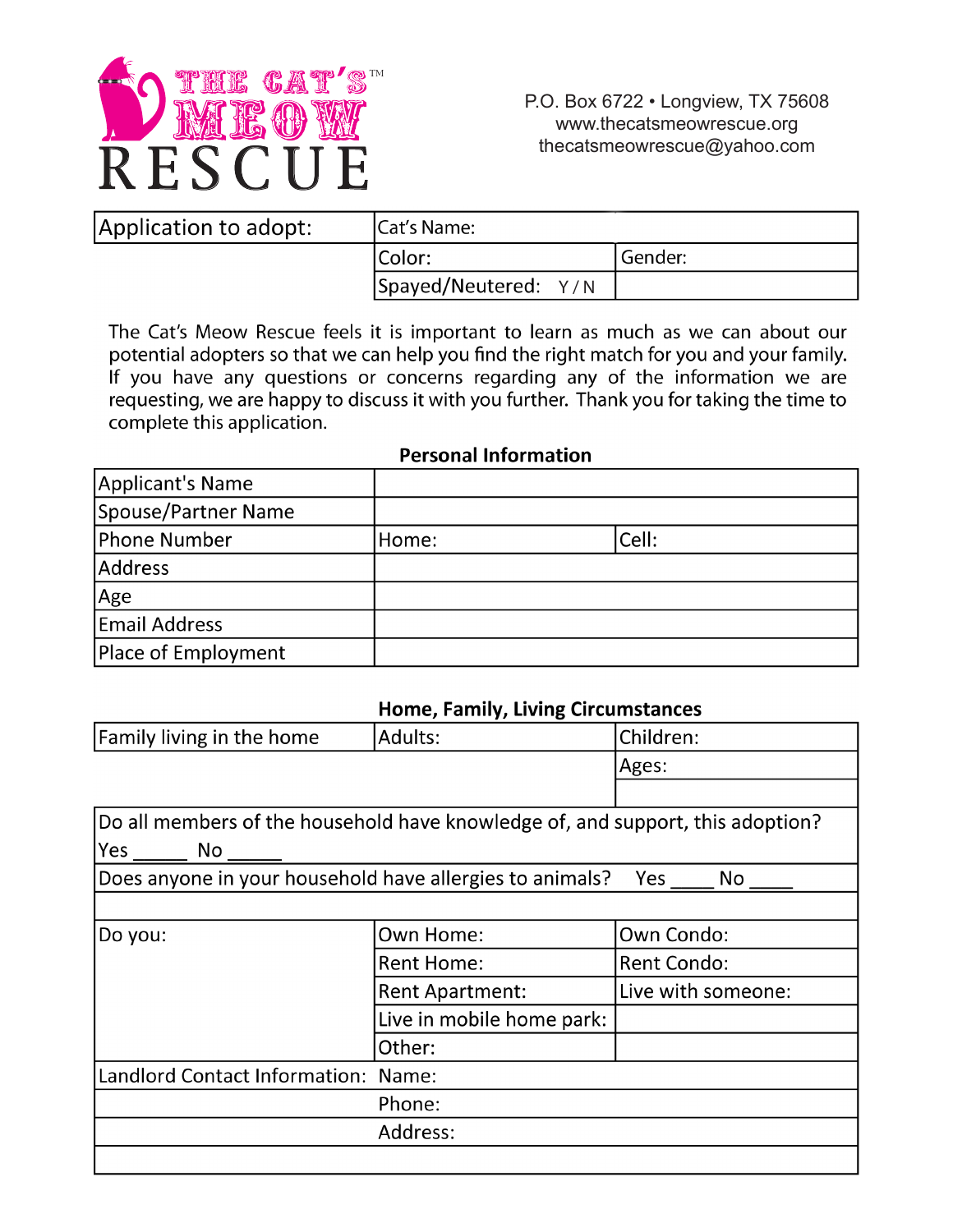# THE CAT'S MEOW™ RESCUE

P.O. Box 6722 • Longview, TX 75608
www.thecatsmeowrescue.org
thecatsmeowrescue@yahoo.com

| Application to adopt: | Cat's Name: | |
|---|---|---|
| | Color: | Gender: |
| | Spayed/Neutered: Y / N | |

The Cat's Meow Rescue feels it is important to learn as much as we can about our potential adopters so that we can help you find the right match for you and your family. If you have any questions or concerns regarding any of the information we are requesting, we are happy to discuss it with you further. Thank you for taking the time to complete this application.

## Personal Information

| | | |
|---|---|---|
| Applicant's Name | | |
| Spouse/Partner Name | | |
| Phone Number | Home: | Cell: |
| Address | | |
| Age | | |
| Email Address | | |
| Place of Employment | | |

## Home, Family, Living Circumstances

| | | |
|---|---|---|
| Family living in the home | Adults: | Children: |
| | | Ages: |
| | | |
| Do all members of the household have knowledge of, and support, this adoption? Yes _____ No _____ | | |
| Does anyone in your household have allergies to animals? Yes ____ No ____ | | |
| | | |
| Do you: | Own Home: | Own Condo: |
| | Rent Home: | Rent Condo: |
| | Rent Apartment: | Live with someone: |
| | Live in mobile home park: | |
| | Other: | |
| Landlord Contact Information: | Name: | |
| | Phone: | |
| | Address: | |
| | | |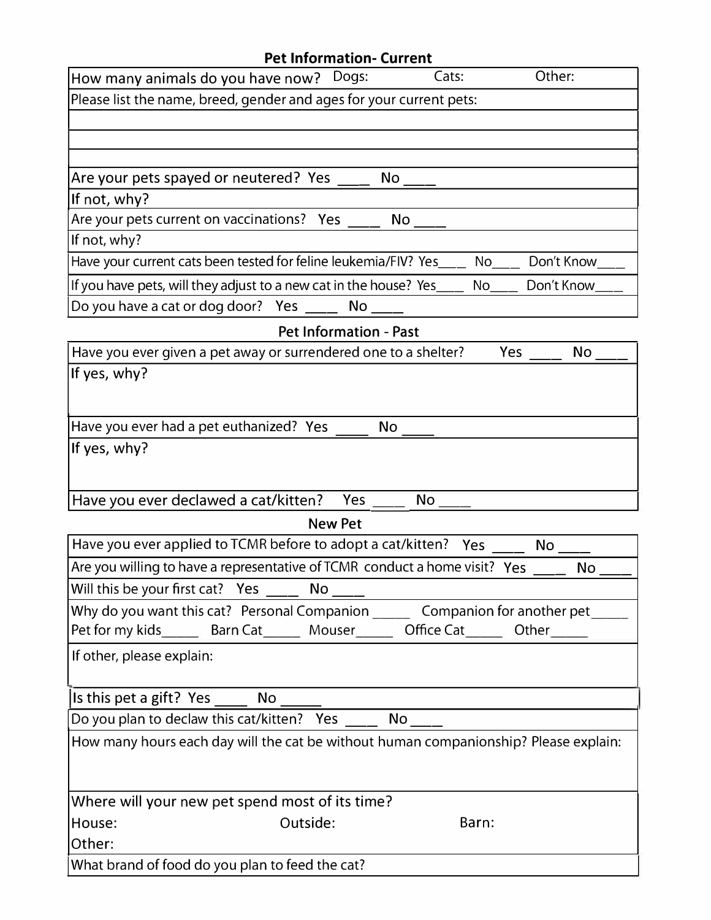## Pet Information- Current

| How many animals do you have now? Dogs: Cats: Other: |
|---|
| Please list the name, breed, gender and ages for your current pets: |
| |
| |
| |
| Are your pets spayed or neutered? Yes ____ No ____ |
| If not, why? |
| Are your pets current on vaccinations? Yes ____ No ____ |
| If not, why? |
| Have your current cats been tested for feline leukemia/FIV? Yes____ No____ Don't Know____ |
| If you have pets, will they adjust to a new cat in the house? Yes____ No____ Don't Know____ |
| Do you have a cat or dog door? Yes ____ No ____ |

## Pet Information - Past

| Have you ever given a pet away or surrendered one to a shelter? Yes ____ No ____ |
|---|
| If yes, why? |
| Have you ever had a pet euthanized? Yes ____ No ____ |
| If yes, why? |
| Have you ever declawed a cat/kitten? Yes ____ No ____ |

## New Pet

| Have you ever applied to TCMR before to adopt a cat/kitten? Yes ____ No ____ |
|---|
| Are you willing to have a representative of TCMR conduct a home visit? Yes ____ No ____ |
| Will this be your first cat? Yes ____ No ____ |
| Why do you want this cat? Personal Companion _____ Companion for another pet_____ Pet for my kids_____ Barn Cat_____ Mouser_____ Office Cat_____ Other_____ |
| If other, please explain: |
| Is this pet a gift? Yes ____ No _____ |
| Do you plan to declaw this cat/kitten? Yes ____ No ____ |
| How many hours each day will the cat be without human companionship? Please explain: |
| Where will your new pet spend most of its time? House: Outside: Barn: Other: |
| What brand of food do you plan to feed the cat? |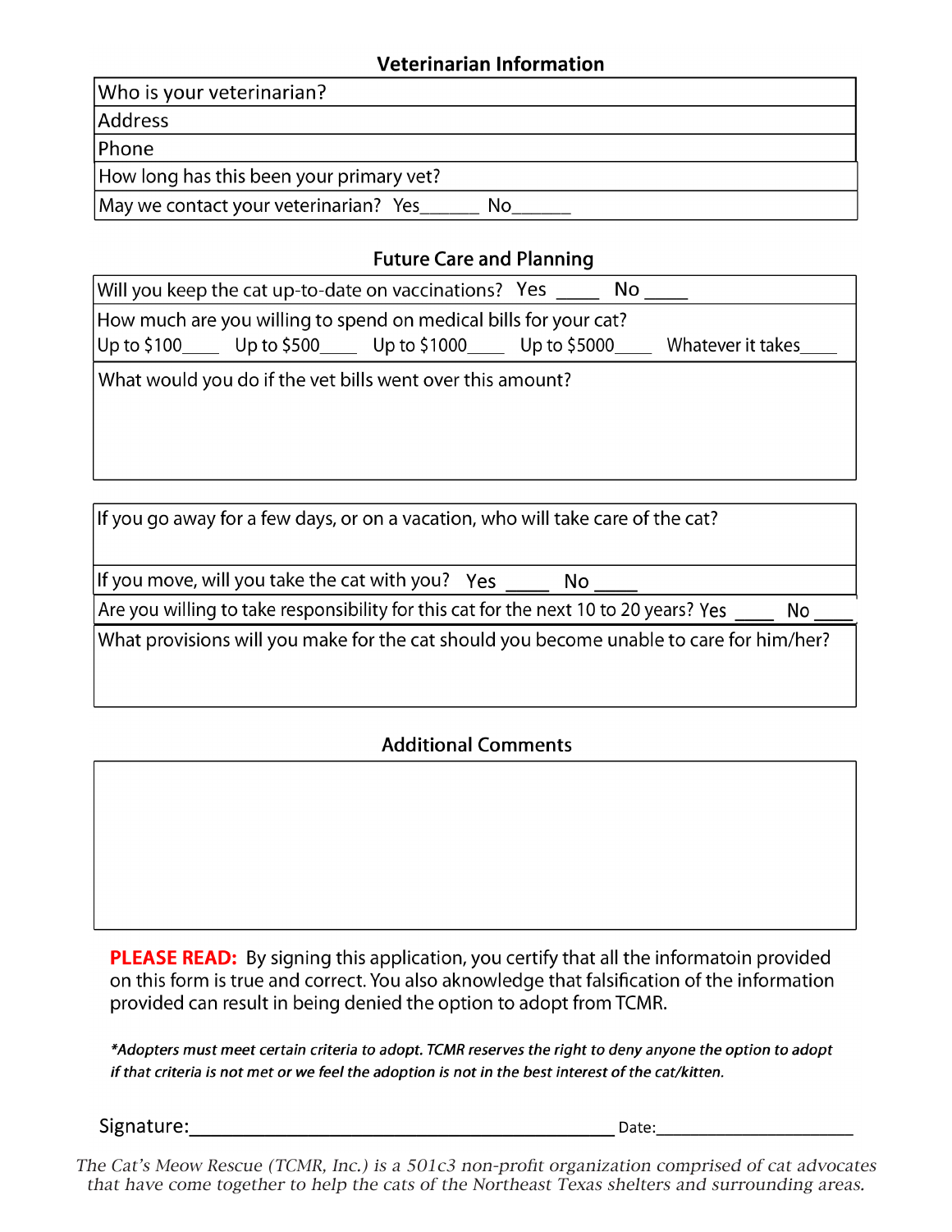## Veterinarian Information

| |
|---|
| Who is your veterinarian? |
| Address |
| Phone |
| How long has this been your primary vet? |
| May we contact your veterinarian? Yes______ No______ |

## Future Care and Planning

| |
|---|
| Will you keep the cat up-to-date on vaccinations? Yes _____ No _____ |
| How much are you willing to spend on medical bills for your cat? Up to $100____ Up to $500____ Up to $1000____ Up to $5000____ Whatever it takes____ |
| What would you do if the vet bills went over this amount? |

| |
|---|
| If you go away for a few days, or on a vacation, who will take care of the cat? |
| If you move, will you take the cat with you? Yes _____ No _____ |
| Are you willing to take responsibility for this cat for the next 10 to 20 years? Yes ____ No ____ |
| What provisions will you make for the cat should you become unable to care for him/her? |

## Additional Comments

| |
|---|
| |

**PLEASE READ:** By signing this application, you certify that all the informatoin provided on this form is true and correct. You also aknowledge that falsification of the information provided can result in being denied the option to adopt from TCMR.

*\*Adopters must meet certain criteria to adopt. TCMR reserves the right to deny anyone the option to adopt if that criteria is not met or we feel the adoption is not in the best interest of the cat/kitten.*

Signature:_______________________________________ Date:____________________

*The Cat's Meow Rescue (TCMR, Inc.) is a 501c3 non-profit organization comprised of cat advocates that have come together to help the cats of the Northeast Texas shelters and surrounding areas.*